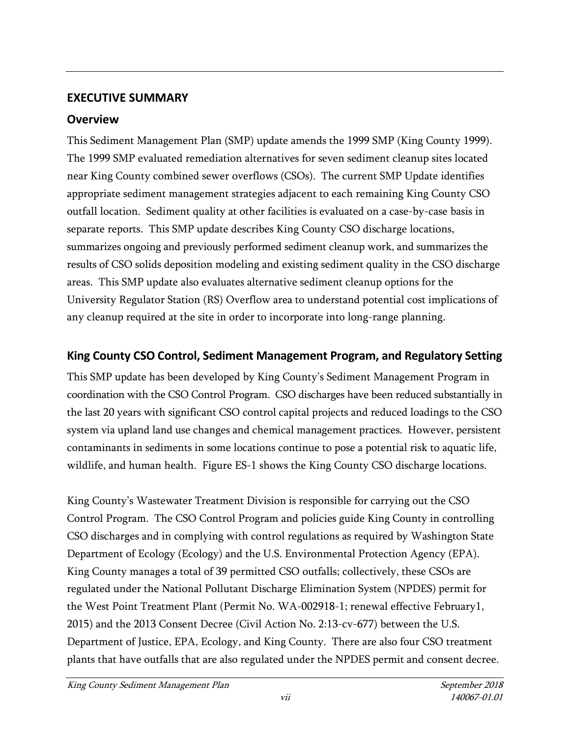# EXECUTIVE SUMMARY

## Overview

This Sediment Management Plan (SMP) update amends the 1999 SMP (King County 1999). The 1999 SMP evaluated remediation alternatives for seven sediment cleanup sites located near King County combined sewer overflows (CSOs). The current SMP Update identifies appropriate sediment management strategies adjacent to each remaining King County CSO outfall location. Sediment quality at other facilities is evaluated on a case-by-case basis in separate reports. This SMP update describes King County CSO discharge locations, summarizes ongoing and previously performed sediment cleanup work, and summarizes the results of CSO solids deposition modeling and existing sediment quality in the CSO discharge areas. This SMP update also evaluates alternative sediment cleanup options for the University Regulator Station (RS) Overflow area to understand potential cost implications of any cleanup required at the site in order to incorporate into long-range planning.

## King County CSO Control, Sediment Management Program, and Regulatory Setting

This SMP update has been developed by King County's Sediment Management Program in coordination with the CSO Control Program. CSO discharges have been reduced substantially in the last 20 years with significant CSO control capital projects and reduced loadings to the CSO system via upland land use changes and chemical management practices. However, persistent contaminants in sediments in some locations continue to pose a potential risk to aquatic life, wildlife, and human health. Figure ES-1 shows the King County CSO discharge locations.

King County's Wastewater Treatment Division is responsible for carrying out the CSO Control Program. The CSO Control Program and policies guide King County in controlling CSO discharges and in complying with control regulations as required by Washington State Department of Ecology (Ecology) and the U.S. Environmental Protection Agency (EPA). King County manages a total of 39 permitted CSO outfalls; collectively, these CSOs are regulated under the National Pollutant Discharge Elimination System (NPDES) permit for the West Point Treatment Plant (Permit No. WA-002918-1; renewal effective February1, 2015) and the 2013 Consent Decree (Civil Action No. 2:13-cv-677) between the U.S. Department of Justice, EPA, Ecology, and King County. There are also four CSO treatment plants that have outfalls that are also regulated under the NPDES permit and consent decree.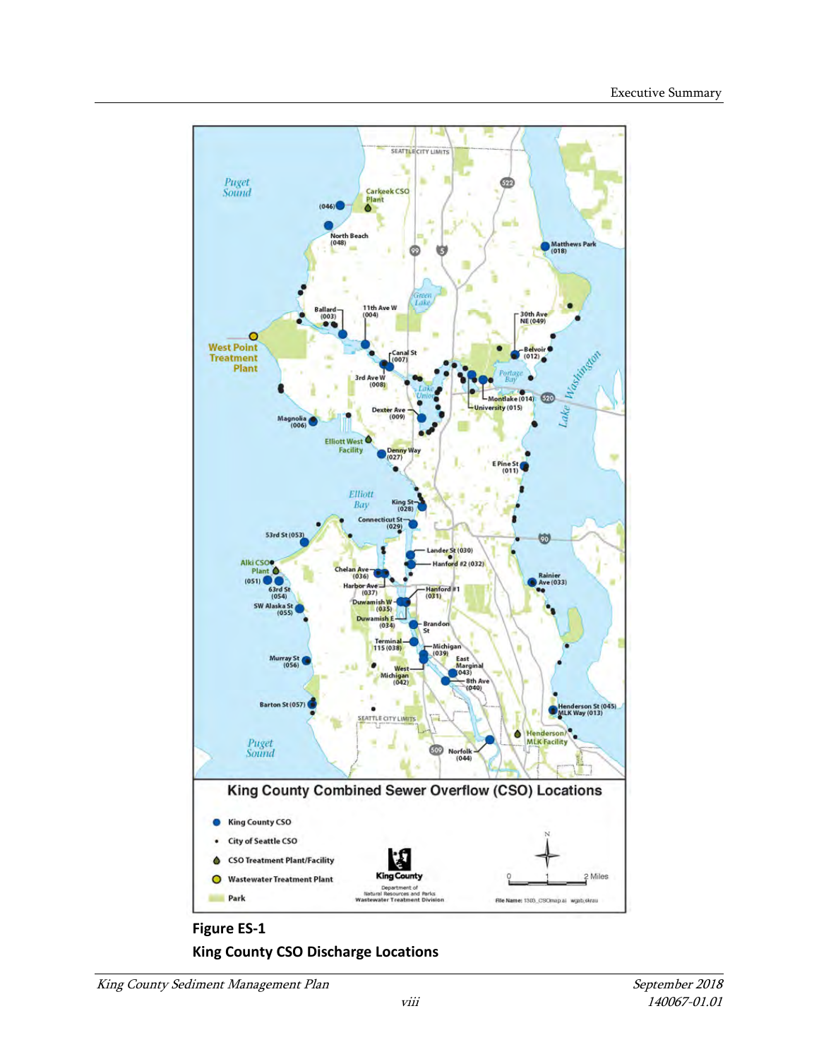**Figure ES-1**

**King County CSO Discharge Locations**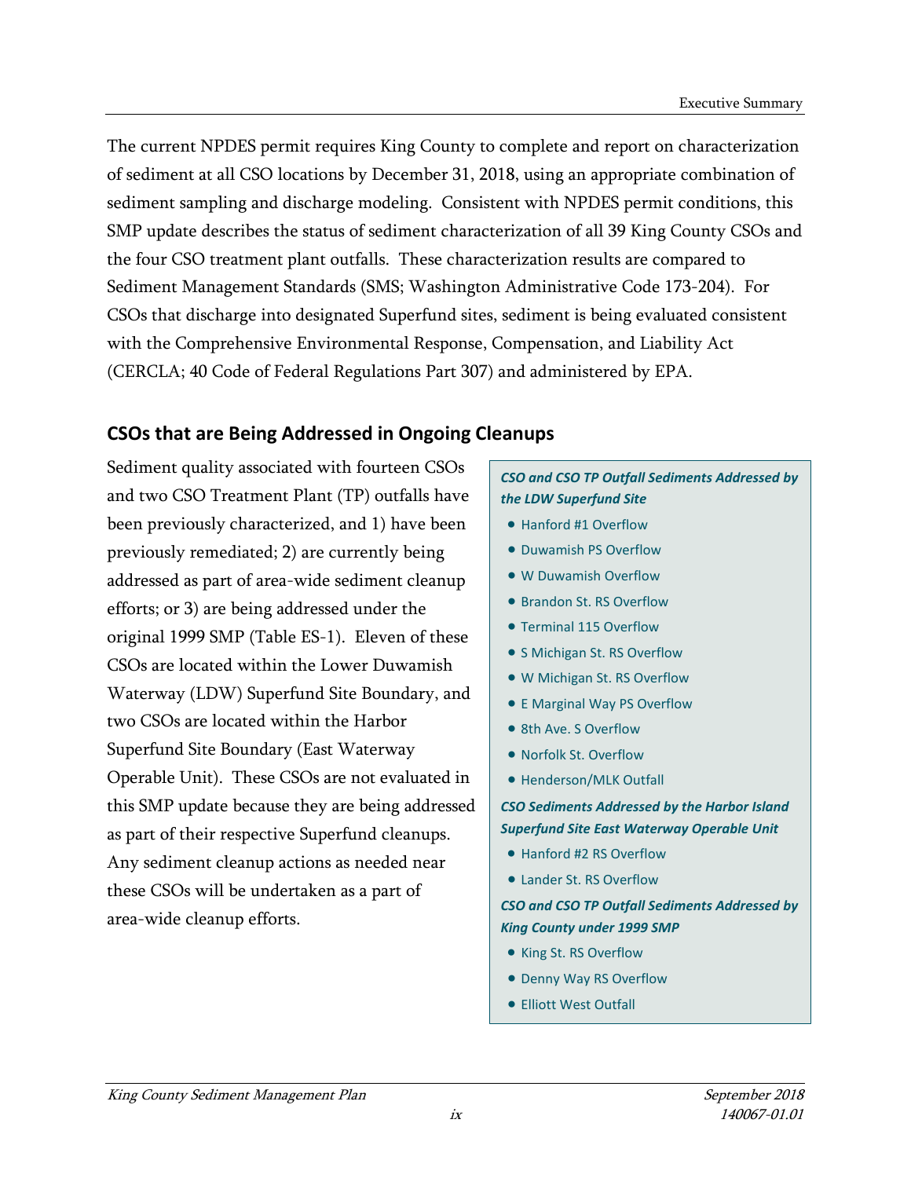The current NPDES permit requires King County to complete and report on characterization of sediment at all CSO locations by December 31, 2018, using an appropriate combination of sediment sampling and discharge modeling. Consistent with NPDES permit conditions, this SMP update describes the status of sediment characterization of all 39 King County CSOs and the four CSO treatment plant outfalls. These characterization results are compared to Sediment Management Standards (SMS; Washington Administrative Code 173-204). For CSOs that discharge into designated Superfund sites, sediment is being evaluated consistent with the Comprehensive Environmental Response, Compensation, and Liability Act (CERCLA; 40 Code of Federal Regulations Part 307) and administered by EPA.

## CSOs that are Being Addressed in Ongoing Cleanups

Sediment quality associated with fourteen CSOs and two CSO Treatment Plant (TP) outfalls have been previously characterized, and 1) have been previously remediated; 2) are currently being addressed as part of area-wide sediment cleanup efforts; or 3) are being addressed under the original 1999 SMP (Table ES-1). Eleven of these CSOs are located within the Lower Duwamish Waterway (LDW) Superfund Site Boundary, and two CSOs are located within the Harbor Superfund Site Boundary (East Waterway Operable Unit). These CSOs are not evaluated in this SMP update because they are being addressed as part of their respective Superfund cleanups. Any sediment cleanup actions as needed near these CSOs will be undertaken as a part of area-wide cleanup efforts.

***CSO and CSO TP Outfall Sediments Addressed by the LDW Superfund Site***

- Hanford #1 Overflow
- Duwamish PS Overflow
- W Duwamish Overflow
- Brandon St. RS Overflow
- Terminal 115 Overflow
- S Michigan St. RS Overflow
- W Michigan St. RS Overflow
- E Marginal Way PS Overflow
- 8th Ave. S Overflow
- Norfolk St. Overflow
- Henderson/MLK Outfall

***CSO Sediments Addressed by the Harbor Island Superfund Site East Waterway Operable Unit***

- Hanford #2 RS Overflow
- Lander St. RS Overflow

***CSO and CSO TP Outfall Sediments Addressed by King County under 1999 SMP***

- King St. RS Overflow
- Denny Way RS Overflow
- Elliott West Outfall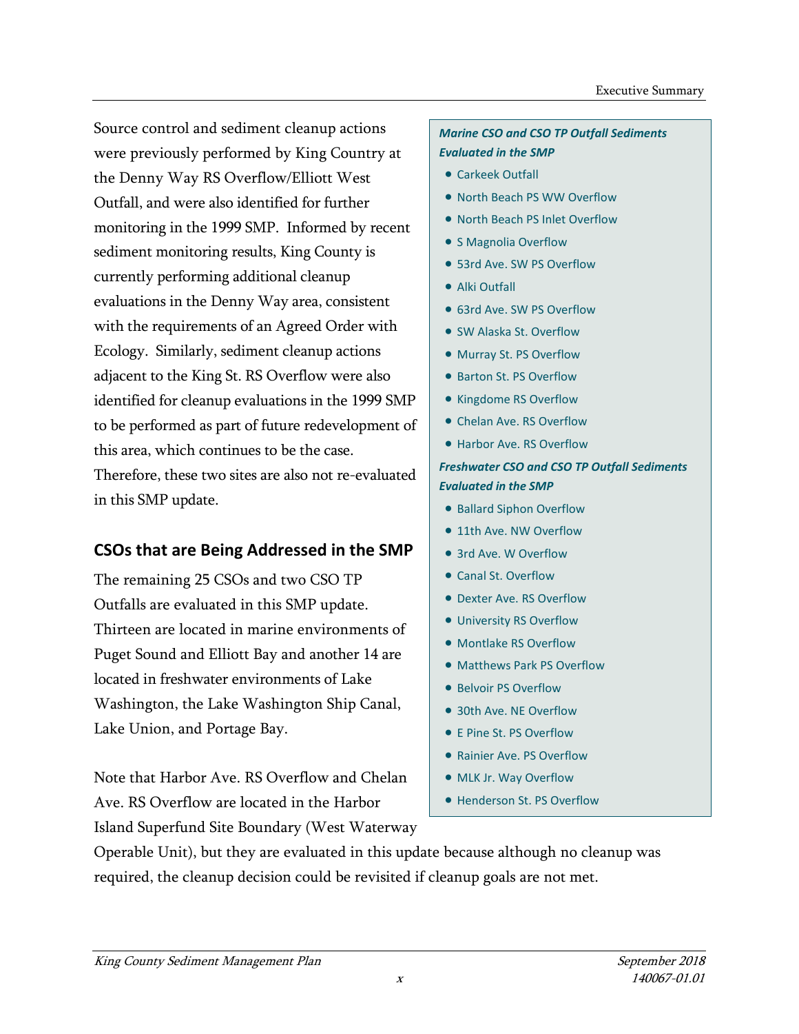Source control and sediment cleanup actions were previously performed by King Country at the Denny Way RS Overflow/Elliott West Outfall, and were also identified for further monitoring in the 1999 SMP. Informed by recent sediment monitoring results, King County is currently performing additional cleanup evaluations in the Denny Way area, consistent with the requirements of an Agreed Order with Ecology. Similarly, sediment cleanup actions adjacent to the King St. RS Overflow were also identified for cleanup evaluations in the 1999 SMP to be performed as part of future redevelopment of this area, which continues to be the case. Therefore, these two sites are also not re-evaluated in this SMP update.

## CSOs that are Being Addressed in the SMP

The remaining 25 CSOs and two CSO TP Outfalls are evaluated in this SMP update. Thirteen are located in marine environments of Puget Sound and Elliott Bay and another 14 are located in freshwater environments of Lake Washington, the Lake Washington Ship Canal, Lake Union, and Portage Bay.

Note that Harbor Ave. RS Overflow and Chelan Ave. RS Overflow are located in the Harbor Island Superfund Site Boundary (West Waterway Operable Unit), but they are evaluated in this update because although no cleanup was required, the cleanup decision could be revisited if cleanup goals are not met.

***Marine CSO and CSO TP Outfall Sediments Evaluated in the SMP***

- Carkeek Outfall
- North Beach PS WW Overflow
- North Beach PS Inlet Overflow
- S Magnolia Overflow
- 53rd Ave. SW PS Overflow
- Alki Outfall
- 63rd Ave. SW PS Overflow
- SW Alaska St. Overflow
- Murray St. PS Overflow
- Barton St. PS Overflow
- Kingdome RS Overflow
- Chelan Ave. RS Overflow
- Harbor Ave. RS Overflow

***Freshwater CSO and CSO TP Outfall Sediments Evaluated in the SMP***

- Ballard Siphon Overflow
- 11th Ave. NW Overflow
- 3rd Ave. W Overflow
- Canal St. Overflow
- Dexter Ave. RS Overflow
- University RS Overflow
- Montlake RS Overflow
- Matthews Park PS Overflow
- Belvoir PS Overflow
- 30th Ave. NE Overflow
- E Pine St. PS Overflow
- Rainier Ave. PS Overflow
- MLK Jr. Way Overflow
- Henderson St. PS Overflow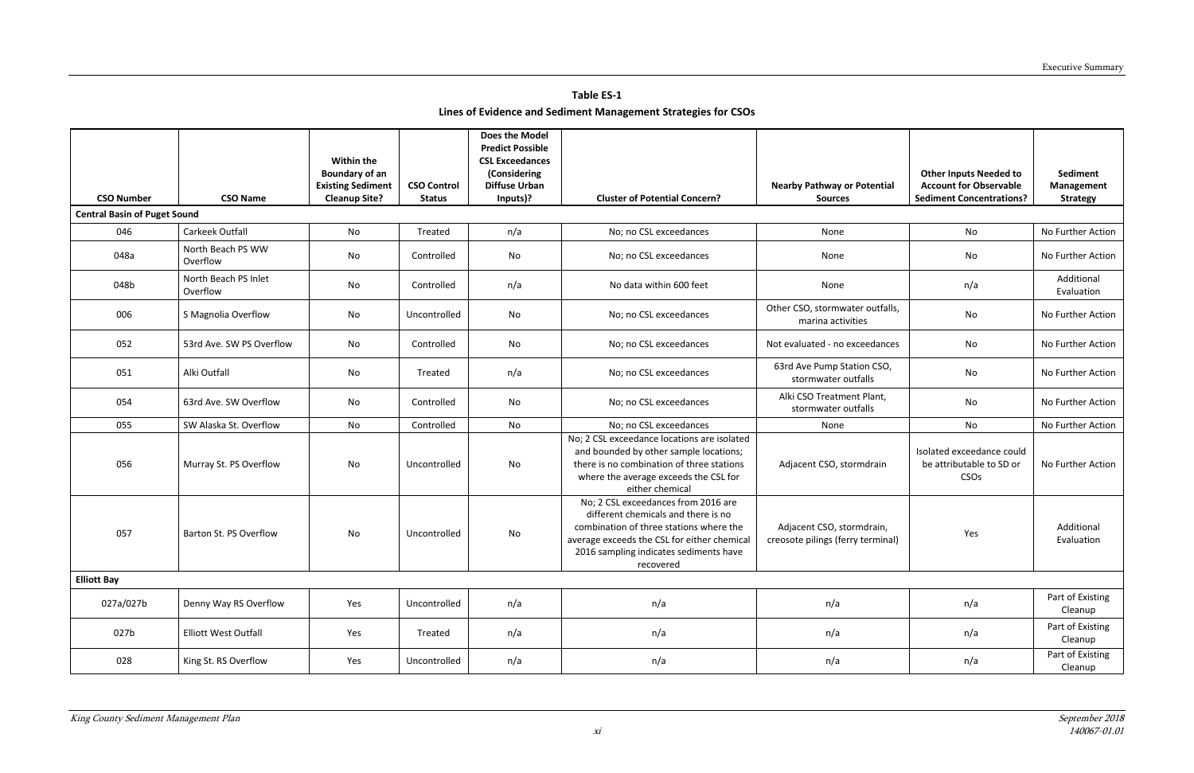**Table ES-1**

**Lines of Evidence and Sediment Management Strategies for CSOs**

| CSO Number | CSO Name | Within the Boundary of an Existing Sediment Cleanup Site? | CSO Control Status | Does the Model Predict Possible CSL Exceedances (Considering Diffuse Urban Inputs)? | Cluster of Potential Concern? | Nearby Pathway or Potential Sources | Other Inputs Needed to Account for Observable Sediment Concentrations? | Sediment Management Strategy |
|---|---|---|---|---|---|---|---|---|
| **Central Basin of Puget Sound** | | | | | | | | |
| 046 | Carkeek Outfall | No | Treated | n/a | No; no CSL exceedances | None | No | No Further Action |
| 048a | North Beach PS WW Overflow | No | Controlled | No | No; no CSL exceedances | None | No | No Further Action |
| 048b | North Beach PS Inlet Overflow | No | Controlled | n/a | No data within 600 feet | None | n/a | Additional Evaluation |
| 006 | S Magnolia Overflow | No | Uncontrolled | No | No; no CSL exceedances | Other CSO, stormwater outfalls, marina activities | No | No Further Action |
| 052 | 53rd Ave. SW PS Overflow | No | Controlled | No | No; no CSL exceedances | Not evaluated - no exceedances | No | No Further Action |
| 051 | Alki Outfall | No | Treated | n/a | No; no CSL exceedances | 63rd Ave Pump Station CSO, stormwater outfalls | No | No Further Action |
| 054 | 63rd Ave. SW Overflow | No | Controlled | No | No; no CSL exceedances | Alki CSO Treatment Plant, stormwater outfalls | No | No Further Action |
| 055 | SW Alaska St. Overflow | No | Controlled | No | No; no CSL exceedances | None | No | No Further Action |
| 056 | Murray St. PS Overflow | No | Uncontrolled | No | No; 2 CSL exceedance locations are isolated and bounded by other sample locations; there is no combination of three stations where the average exceeds the CSL for either chemical | Adjacent CSO, stormdrain | Isolated exceedance could be attributable to SD or CSOs | No Further Action |
| 057 | Barton St. PS Overflow | No | Uncontrolled | No | No; 2 CSL exceedances from 2016 are different chemicals and there is no combination of three stations where the average exceeds the CSL for either chemical 2016 sampling indicates sediments have recovered | Adjacent CSO, stormdrain, creosote pilings (ferry terminal) | Yes | Additional Evaluation |
| **Elliott Bay** | | | | | | | | |
| 027a/027b | Denny Way RS Overflow | Yes | Uncontrolled | n/a | n/a | n/a | n/a | Part of Existing Cleanup |
| 027b | Elliott West Outfall | Yes | Treated | n/a | n/a | n/a | n/a | Part of Existing Cleanup |
| 028 | King St. RS Overflow | Yes | Uncontrolled | n/a | n/a | n/a | n/a | Part of Existing Cleanup |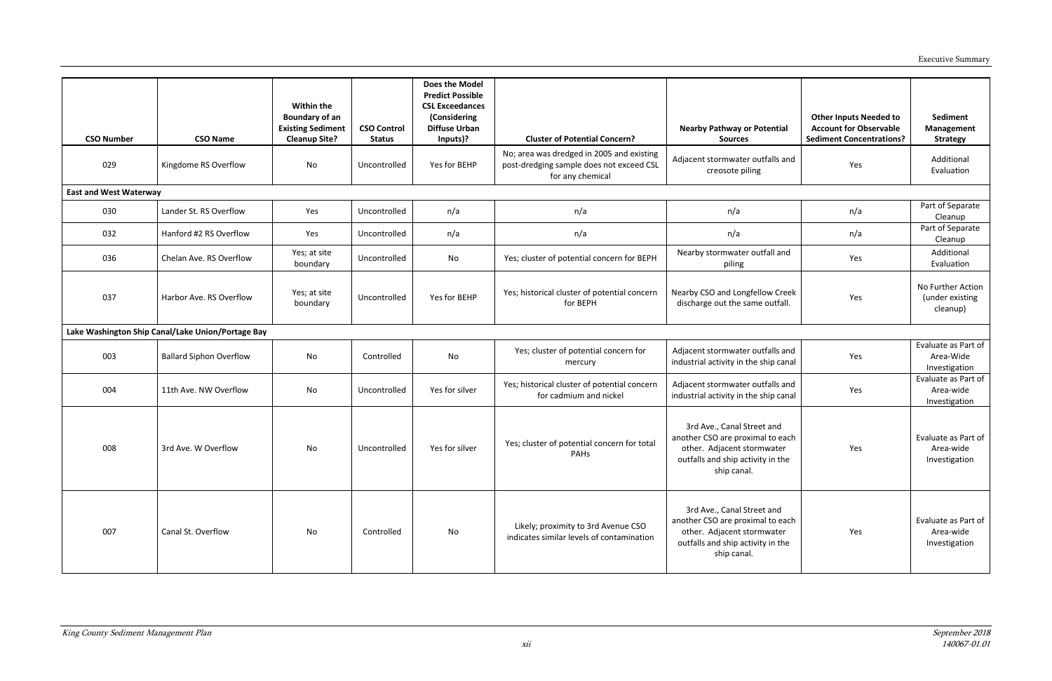| CSO Number | CSO Name | Within the Boundary of an Existing Sediment Cleanup Site? | CSO Control Status | Does the Model Predict Possible CSL Exceedances (Considering Diffuse Urban Inputs)? | Cluster of Potential Concern? | Nearby Pathway or Potential Sources | Other Inputs Needed to Account for Observable Sediment Concentrations? | Sediment Management Strategy |
|---|---|---|---|---|---|---|---|---|
| 029 | Kingdome RS Overflow | No | Uncontrolled | Yes for BEHP | No; area was dredged in 2005 and existing post-dredging sample does not exceed CSL for any chemical | Adjacent stormwater outfalls and creosote piling | Yes | Additional Evaluation |
| **East and West Waterway** | | | | | | | | |
| 030 | Lander St. RS Overflow | Yes | Uncontrolled | n/a | n/a | n/a | n/a | Part of Separate Cleanup |
| 032 | Hanford #2 RS Overflow | Yes | Uncontrolled | n/a | n/a | n/a | n/a | Part of Separate Cleanup |
| 036 | Chelan Ave. RS Overflow | Yes; at site boundary | Uncontrolled | No | Yes; cluster of potential concern for BEPH | Nearby stormwater outfall and piling | Yes | Additional Evaluation |
| 037 | Harbor Ave. RS Overflow | Yes; at site boundary | Uncontrolled | Yes for BEHP | Yes; historical cluster of potential concern for BEPH | Nearby CSO and Longfellow Creek discharge out the same outfall. | Yes | No Further Action (under existing cleanup) |
| **Lake Washington Ship Canal/Lake Union/Portage Bay** | | | | | | | | |
| 003 | Ballard Siphon Overflow | No | Controlled | No | Yes; cluster of potential concern for mercury | Adjacent stormwater outfalls and industrial activity in the ship canal | Yes | Evaluate as Part of Area-Wide Investigation |
| 004 | 11th Ave. NW Overflow | No | Uncontrolled | Yes for silver | Yes; historical cluster of potential concern for cadmium and nickel | Adjacent stormwater outfalls and industrial activity in the ship canal | Yes | Evaluate as Part of Area-wide Investigation |
| 008 | 3rd Ave. W Overflow | No | Uncontrolled | Yes for silver | Yes; cluster of potential concern for total PAHs | 3rd Ave., Canal Street and another CSO are proximal to each other. Adjacent stormwater outfalls and ship activity in the ship canal. | Yes | Evaluate as Part of Area-wide Investigation |
| 007 | Canal St. Overflow | No | Controlled | No | Likely; proximity to 3rd Avenue CSO indicates similar levels of contamination | 3rd Ave., Canal Street and another CSO are proximal to each other. Adjacent stormwater outfalls and ship activity in the ship canal. | Yes | Evaluate as Part of Area-wide Investigation |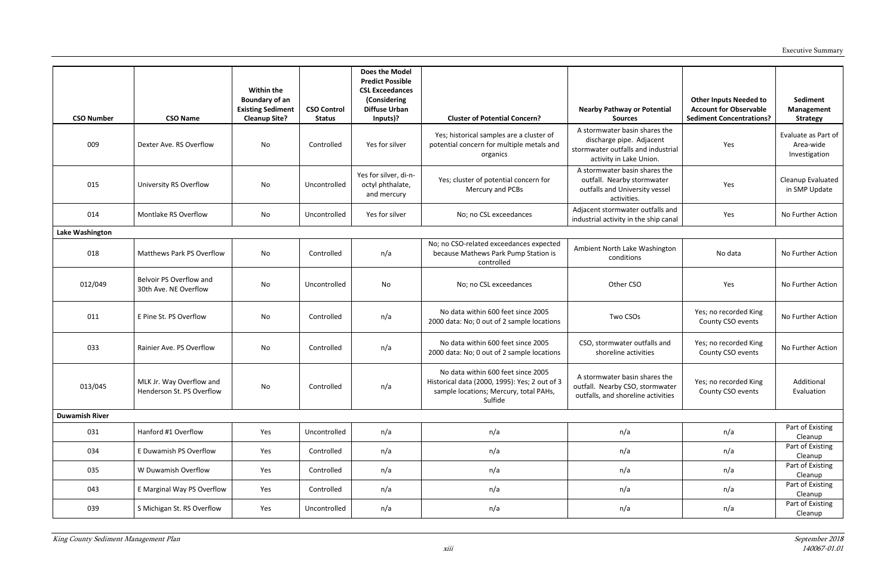| CSO Number | CSO Name | Within the Boundary of an Existing Sediment Cleanup Site? | CSO Control Status | Does the Model Predict Possible CSL Exceedances (Considering Diffuse Urban Inputs)? | Cluster of Potential Concern? | Nearby Pathway or Potential Sources | Other Inputs Needed to Account for Observable Sediment Concentrations? | Sediment Management Strategy |
|---|---|---|---|---|---|---|---|---|
| 009 | Dexter Ave. RS Overflow | No | Controlled | Yes for silver | Yes; historical samples are a cluster of potential concern for multiple metals and organics | A stormwater basin shares the discharge pipe. Adjacent stormwater outfalls and industrial activity in Lake Union. | Yes | Evaluate as Part of Area-wide Investigation |
| 015 | University RS Overflow | No | Uncontrolled | Yes for silver, di-n-octyl phthalate, and mercury | Yes; cluster of potential concern for Mercury and PCBs | A stormwater basin shares the outfall. Nearby stormwater outfalls and University vessel activities. | Yes | Cleanup Evaluated in SMP Update |
| 014 | Montlake RS Overflow | No | Uncontrolled | Yes for silver | No; no CSL exceedances | Adjacent stormwater outfalls and industrial activity in the ship canal | Yes | No Further Action |
| **Lake Washington** | | | | | | | | |
| 018 | Matthews Park PS Overflow | No | Controlled | n/a | No; no CSO-related exceedances expected because Mathews Park Pump Station is controlled | Ambient North Lake Washington conditions | No data | No Further Action |
| 012/049 | Belvoir PS Overflow and 30th Ave. NE Overflow | No | Uncontrolled | No | No; no CSL exceedances | Other CSO | Yes | No Further Action |
| 011 | E Pine St. PS Overflow | No | Controlled | n/a | No data within 600 feet since 2005<br>2000 data: No; 0 out of 2 sample locations | Two CSOs | Yes; no recorded King County CSO events | No Further Action |
| 033 | Rainier Ave. PS Overflow | No | Controlled | n/a | No data within 600 feet since 2005<br>2000 data: No; 0 out of 2 sample locations | CSO, stormwater outfalls and shoreline activities | Yes; no recorded King County CSO events | No Further Action |
| 013/045 | MLK Jr. Way Overflow and Henderson St. PS Overflow | No | Controlled | n/a | No data within 600 feet since 2005<br>Historical data (2000, 1995): Yes; 2 out of 3 sample locations; Mercury, total PAHs, Sulfide | A stormwater basin shares the outfall. Nearby CSO, stormwater outfalls, and shoreline activities | Yes; no recorded King County CSO events | Additional Evaluation |
| **Duwamish River** | | | | | | | | |
| 031 | Hanford #1 Overflow | Yes | Uncontrolled | n/a | n/a | n/a | n/a | Part of Existing Cleanup |
| 034 | E Duwamish PS Overflow | Yes | Controlled | n/a | n/a | n/a | n/a | Part of Existing Cleanup |
| 035 | W Duwamish Overflow | Yes | Controlled | n/a | n/a | n/a | n/a | Part of Existing Cleanup |
| 043 | E Marginal Way PS Overflow | Yes | Controlled | n/a | n/a | n/a | n/a | Part of Existing Cleanup |
| 039 | S Michigan St. RS Overflow | Yes | Uncontrolled | n/a | n/a | n/a | n/a | Part of Existing Cleanup |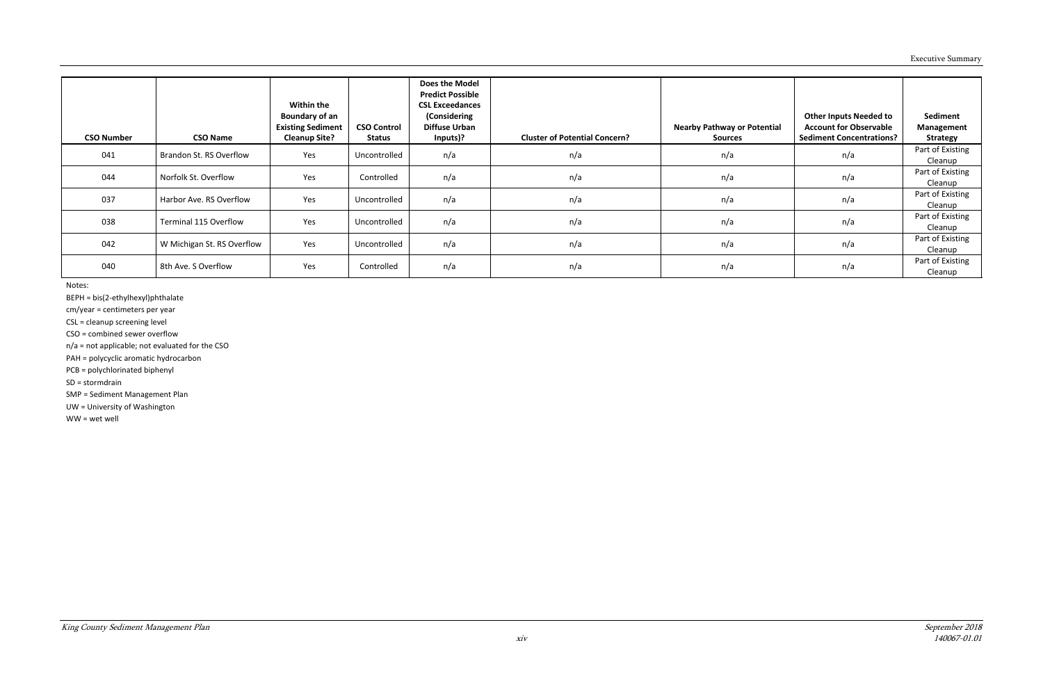| CSO Number | CSO Name | Within the Boundary of an Existing Sediment Cleanup Site? | CSO Control Status | Does the Model Predict Possible CSL Exceedances (Considering Diffuse Urban Inputs)? | Cluster of Potential Concern? | Nearby Pathway or Potential Sources | Other Inputs Needed to Account for Observable Sediment Concentrations? | Sediment Management Strategy |
|---|---|---|---|---|---|---|---|---|
| 041 | Brandon St. RS Overflow | Yes | Uncontrolled | n/a | n/a | n/a | n/a | Part of Existing Cleanup |
| 044 | Norfolk St. Overflow | Yes | Controlled | n/a | n/a | n/a | n/a | Part of Existing Cleanup |
| 037 | Harbor Ave. RS Overflow | Yes | Uncontrolled | n/a | n/a | n/a | n/a | Part of Existing Cleanup |
| 038 | Terminal 115 Overflow | Yes | Uncontrolled | n/a | n/a | n/a | n/a | Part of Existing Cleanup |
| 042 | W Michigan St. RS Overflow | Yes | Uncontrolled | n/a | n/a | n/a | n/a | Part of Existing Cleanup |
| 040 | 8th Ave. S Overflow | Yes | Controlled | n/a | n/a | n/a | n/a | Part of Existing Cleanup |

Notes:

BEPH = bis(2-ethylhexyl)phthalate

cm/year = centimeters per year

CSL = cleanup screening level

CSO = combined sewer overflow

n/a = not applicable; not evaluated for the CSO

PAH = polycyclic aromatic hydrocarbon

PCB = polychlorinated biphenyl

SD = stormdrain

SMP = Sediment Management Plan

UW = University of Washington

WW = wet well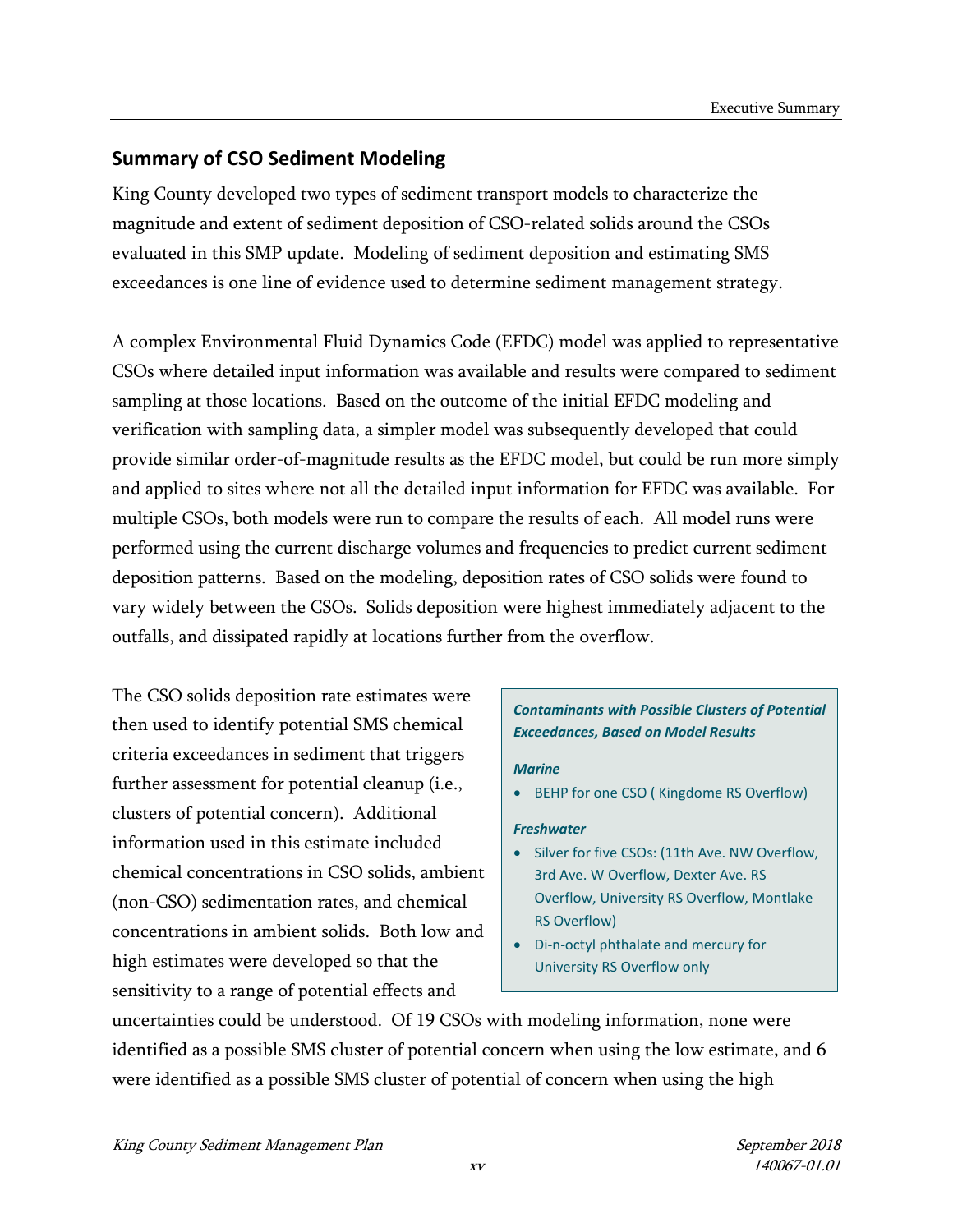## Summary of CSO Sediment Modeling

King County developed two types of sediment transport models to characterize the magnitude and extent of sediment deposition of CSO-related solids around the CSOs evaluated in this SMP update. Modeling of sediment deposition and estimating SMS exceedances is one line of evidence used to determine sediment management strategy.

A complex Environmental Fluid Dynamics Code (EFDC) model was applied to representative CSOs where detailed input information was available and results were compared to sediment sampling at those locations. Based on the outcome of the initial EFDC modeling and verification with sampling data, a simpler model was subsequently developed that could provide similar order-of-magnitude results as the EFDC model, but could be run more simply and applied to sites where not all the detailed input information for EFDC was available. For multiple CSOs, both models were run to compare the results of each. All model runs were performed using the current discharge volumes and frequencies to predict current sediment deposition patterns. Based on the modeling, deposition rates of CSO solids were found to vary widely between the CSOs. Solids deposition were highest immediately adjacent to the outfalls, and dissipated rapidly at locations further from the overflow.

The CSO solids deposition rate estimates were then used to identify potential SMS chemical criteria exceedances in sediment that triggers further assessment for potential cleanup (i.e., clusters of potential concern). Additional information used in this estimate included chemical concentrations in CSO solids, ambient (non-CSO) sedimentation rates, and chemical concentrations in ambient solids. Both low and high estimates were developed so that the sensitivity to a range of potential effects and uncertainties could be understood. Of 19 CSOs with modeling information, none were identified as a possible SMS cluster of potential concern when using the low estimate, and 6 were identified as a possible SMS cluster of potential of concern when using the high

> ***Contaminants with Possible Clusters of Potential Exceedances, Based on Model Results***
>
> ***Marine***
>
> - BEHP for one CSO ( Kingdome RS Overflow)
>
> ***Freshwater***
>
> - Silver for five CSOs: (11th Ave. NW Overflow, 3rd Ave. W Overflow, Dexter Ave. RS Overflow, University RS Overflow, Montlake RS Overflow)
> - Di-n-octyl phthalate and mercury for University RS Overflow only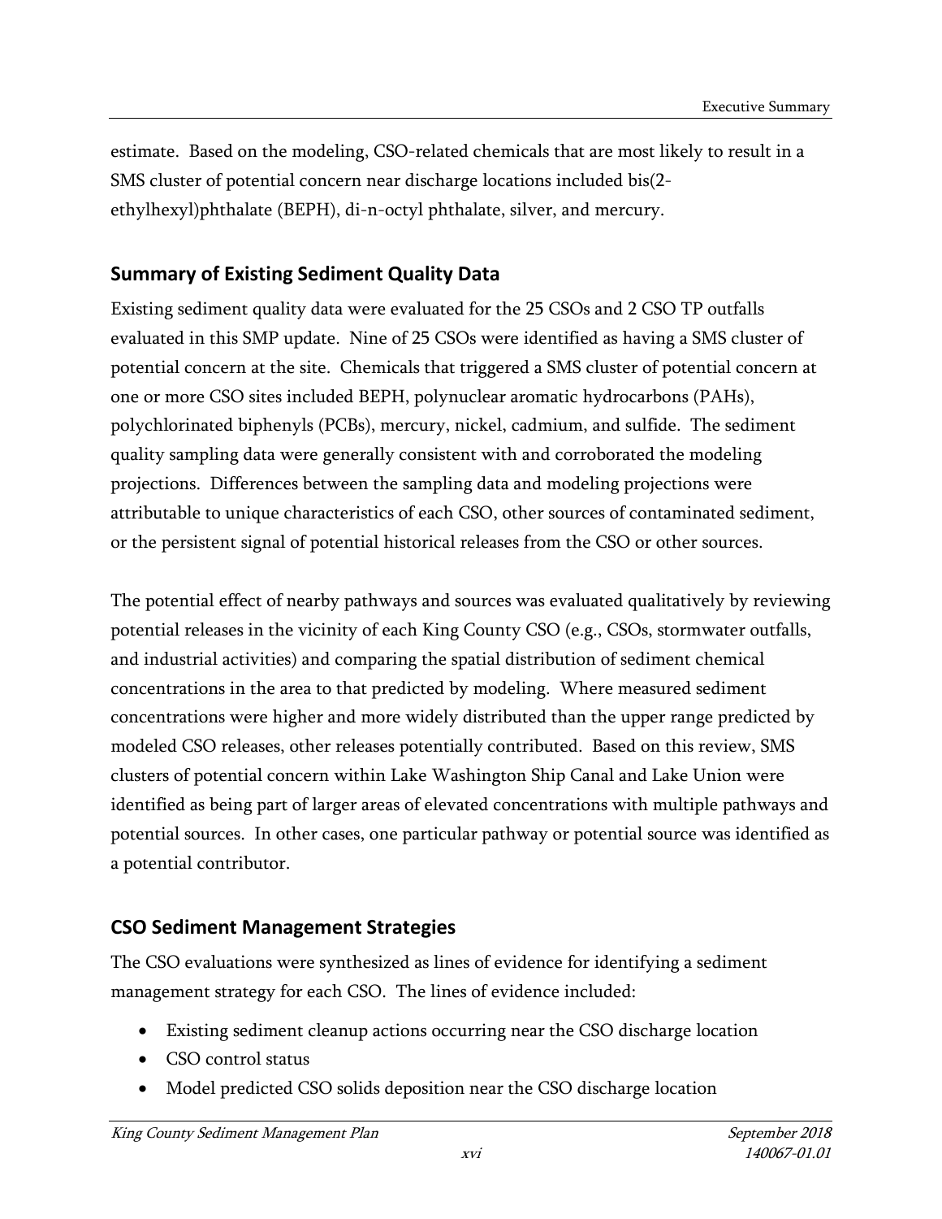estimate. Based on the modeling, CSO-related chemicals that are most likely to result in a SMS cluster of potential concern near discharge locations included bis(2-ethylhexyl)phthalate (BEPH), di-n-octyl phthalate, silver, and mercury.

## Summary of Existing Sediment Quality Data

Existing sediment quality data were evaluated for the 25 CSOs and 2 CSO TP outfalls evaluated in this SMP update. Nine of 25 CSOs were identified as having a SMS cluster of potential concern at the site. Chemicals that triggered a SMS cluster of potential concern at one or more CSO sites included BEPH, polynuclear aromatic hydrocarbons (PAHs), polychlorinated biphenyls (PCBs), mercury, nickel, cadmium, and sulfide. The sediment quality sampling data were generally consistent with and corroborated the modeling projections. Differences between the sampling data and modeling projections were attributable to unique characteristics of each CSO, other sources of contaminated sediment, or the persistent signal of potential historical releases from the CSO or other sources.

The potential effect of nearby pathways and sources was evaluated qualitatively by reviewing potential releases in the vicinity of each King County CSO (e.g., CSOs, stormwater outfalls, and industrial activities) and comparing the spatial distribution of sediment chemical concentrations in the area to that predicted by modeling. Where measured sediment concentrations were higher and more widely distributed than the upper range predicted by modeled CSO releases, other releases potentially contributed. Based on this review, SMS clusters of potential concern within Lake Washington Ship Canal and Lake Union were identified as being part of larger areas of elevated concentrations with multiple pathways and potential sources. In other cases, one particular pathway or potential source was identified as a potential contributor.

## CSO Sediment Management Strategies

The CSO evaluations were synthesized as lines of evidence for identifying a sediment management strategy for each CSO. The lines of evidence included:

- Existing sediment cleanup actions occurring near the CSO discharge location
- CSO control status
- Model predicted CSO solids deposition near the CSO discharge location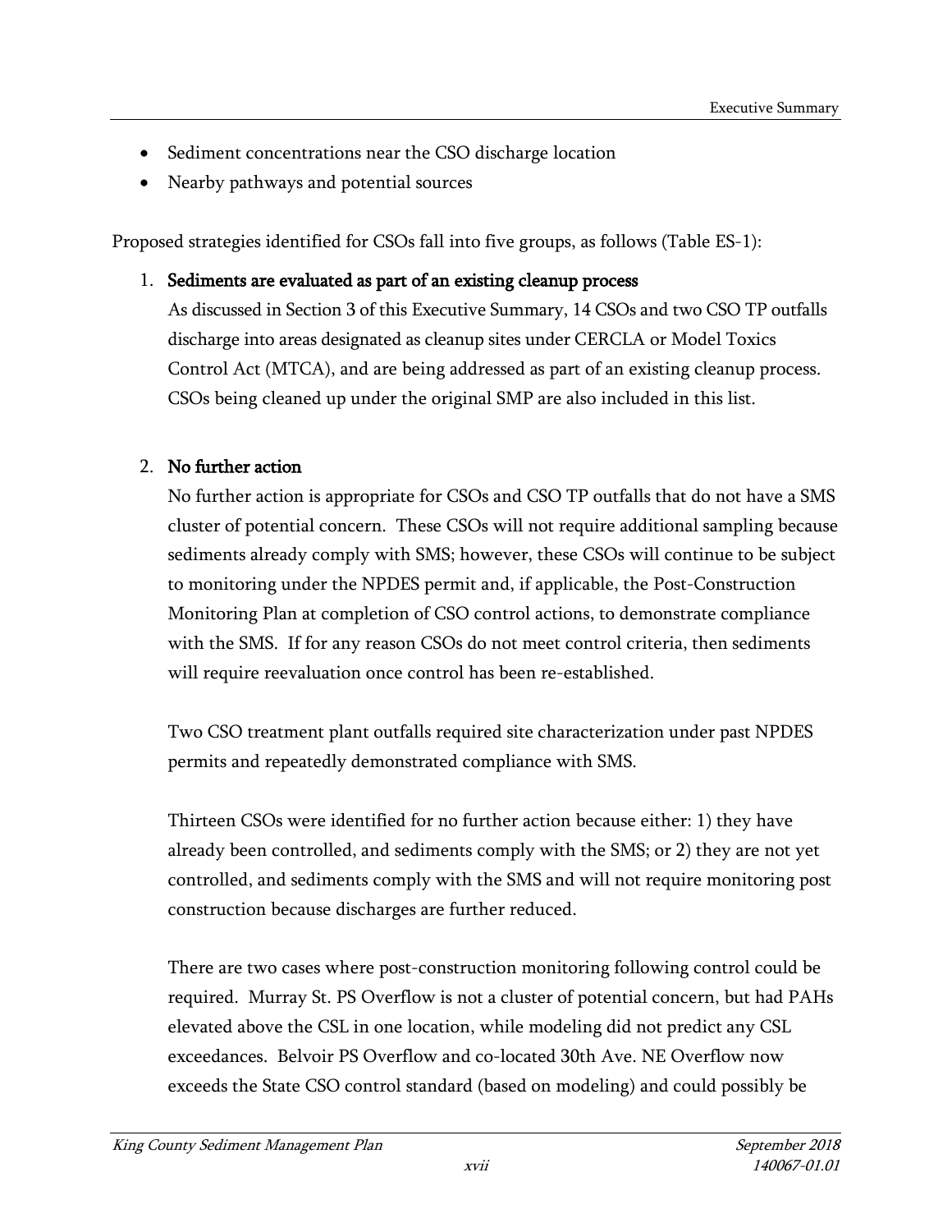- Sediment concentrations near the CSO discharge location
- Nearby pathways and potential sources

Proposed strategies identified for CSOs fall into five groups, as follows (Table ES-1):

1. **Sediments are evaluated as part of an existing cleanup process**
   As discussed in Section 3 of this Executive Summary, 14 CSOs and two CSO TP outfalls discharge into areas designated as cleanup sites under CERCLA or Model Toxics Control Act (MTCA), and are being addressed as part of an existing cleanup process. CSOs being cleaned up under the original SMP are also included in this list.

2. **No further action**
   No further action is appropriate for CSOs and CSO TP outfalls that do not have a SMS cluster of potential concern. These CSOs will not require additional sampling because sediments already comply with SMS; however, these CSOs will continue to be subject to monitoring under the NPDES permit and, if applicable, the Post-Construction Monitoring Plan at completion of CSO control actions, to demonstrate compliance with the SMS. If for any reason CSOs do not meet control criteria, then sediments will require reevaluation once control has been re-established.

   Two CSO treatment plant outfalls required site characterization under past NPDES permits and repeatedly demonstrated compliance with SMS.

   Thirteen CSOs were identified for no further action because either: 1) they have already been controlled, and sediments comply with the SMS; or 2) they are not yet controlled, and sediments comply with the SMS and will not require monitoring post construction because discharges are further reduced.

   There are two cases where post-construction monitoring following control could be required. Murray St. PS Overflow is not a cluster of potential concern, but had PAHs elevated above the CSL in one location, while modeling did not predict any CSL exceedances. Belvoir PS Overflow and co-located 30th Ave. NE Overflow now exceeds the State CSO control standard (based on modeling) and could possibly be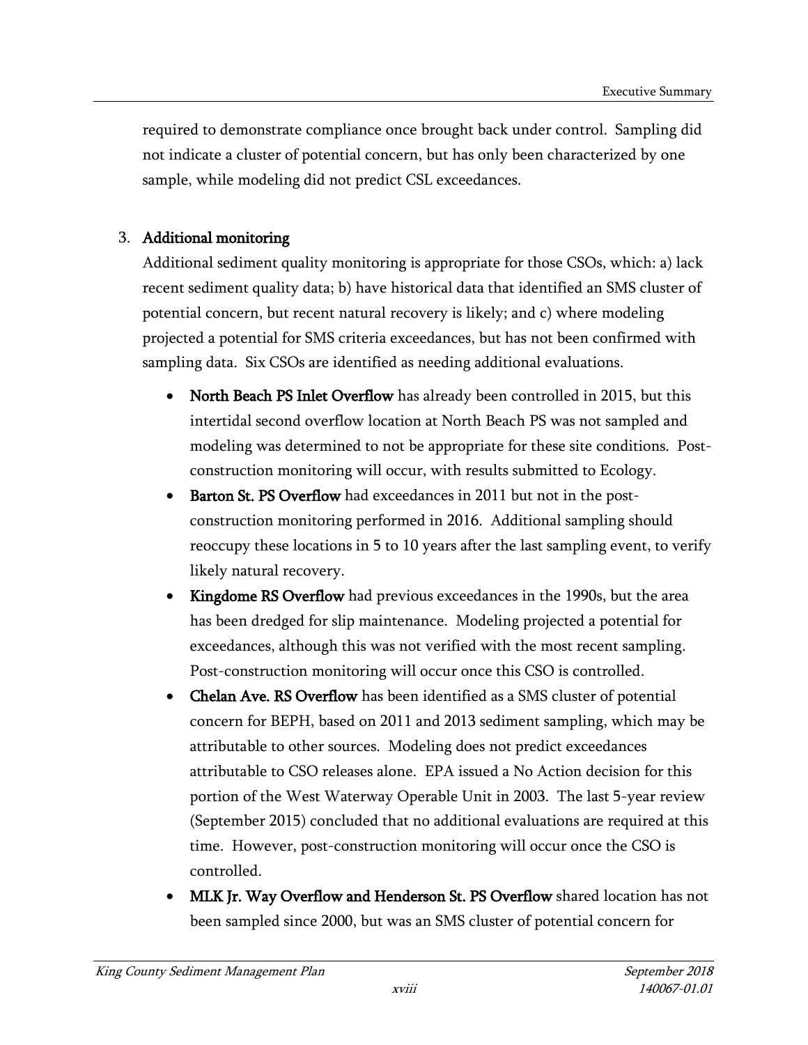required to demonstrate compliance once brought back under control. Sampling did not indicate a cluster of potential concern, but has only been characterized by one sample, while modeling did not predict CSL exceedances.

3. **Additional monitoring**

   Additional sediment quality monitoring is appropriate for those CSOs, which: a) lack recent sediment quality data; b) have historical data that identified an SMS cluster of potential concern, but recent natural recovery is likely; and c) where modeling projected a potential for SMS criteria exceedances, but has not been confirmed with sampling data. Six CSOs are identified as needing additional evaluations.

   - **North Beach PS Inlet Overflow** has already been controlled in 2015, but this intertidal second overflow location at North Beach PS was not sampled and modeling was determined to not be appropriate for these site conditions. Post-construction monitoring will occur, with results submitted to Ecology.
   - **Barton St. PS Overflow** had exceedances in 2011 but not in the post-construction monitoring performed in 2016. Additional sampling should reoccupy these locations in 5 to 10 years after the last sampling event, to verify likely natural recovery.
   - **Kingdome RS Overflow** had previous exceedances in the 1990s, but the area has been dredged for slip maintenance. Modeling projected a potential for exceedances, although this was not verified with the most recent sampling. Post-construction monitoring will occur once this CSO is controlled.
   - **Chelan Ave. RS Overflow** has been identified as a SMS cluster of potential concern for BEPH, based on 2011 and 2013 sediment sampling, which may be attributable to other sources. Modeling does not predict exceedances attributable to CSO releases alone. EPA issued a No Action decision for this portion of the West Waterway Operable Unit in 2003. The last 5-year review (September 2015) concluded that no additional evaluations are required at this time. However, post-construction monitoring will occur once the CSO is controlled.
   - **MLK Jr. Way Overflow and Henderson St. PS Overflow** shared location has not been sampled since 2000, but was an SMS cluster of potential concern for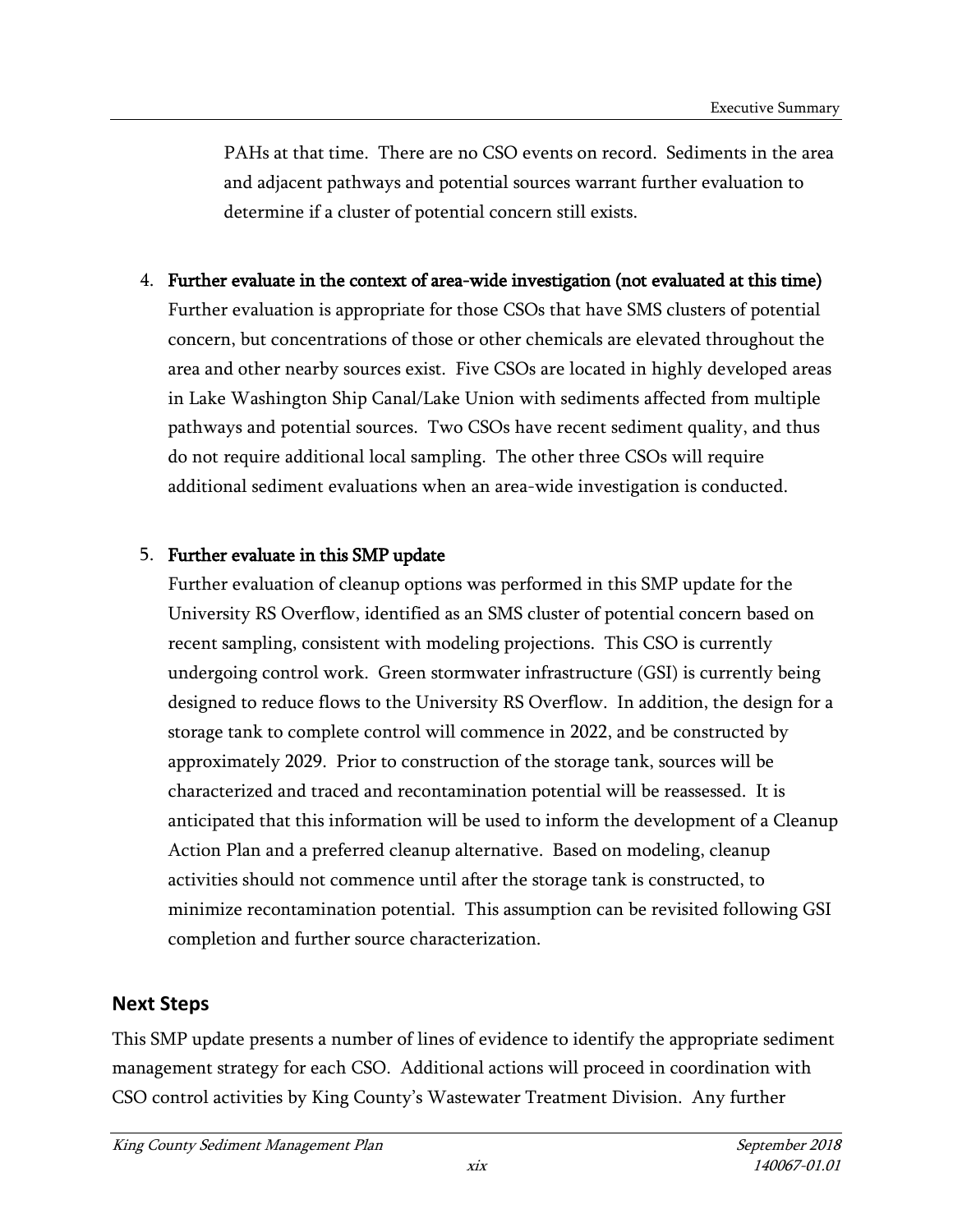PAHs at that time. There are no CSO events on record. Sediments in the area and adjacent pathways and potential sources warrant further evaluation to determine if a cluster of potential concern still exists.

4. **Further evaluate in the context of area-wide investigation (not evaluated at this time)**
   Further evaluation is appropriate for those CSOs that have SMS clusters of potential concern, but concentrations of those or other chemicals are elevated throughout the area and other nearby sources exist. Five CSOs are located in highly developed areas in Lake Washington Ship Canal/Lake Union with sediments affected from multiple pathways and potential sources. Two CSOs have recent sediment quality, and thus do not require additional local sampling. The other three CSOs will require additional sediment evaluations when an area-wide investigation is conducted.

5. **Further evaluate in this SMP update**
   Further evaluation of cleanup options was performed in this SMP update for the University RS Overflow, identified as an SMS cluster of potential concern based on recent sampling, consistent with modeling projections. This CSO is currently undergoing control work. Green stormwater infrastructure (GSI) is currently being designed to reduce flows to the University RS Overflow. In addition, the design for a storage tank to complete control will commence in 2022, and be constructed by approximately 2029. Prior to construction of the storage tank, sources will be characterized and traced and recontamination potential will be reassessed. It is anticipated that this information will be used to inform the development of a Cleanup Action Plan and a preferred cleanup alternative. Based on modeling, cleanup activities should not commence until after the storage tank is constructed, to minimize recontamination potential. This assumption can be revisited following GSI completion and further source characterization.

## Next Steps

This SMP update presents a number of lines of evidence to identify the appropriate sediment management strategy for each CSO. Additional actions will proceed in coordination with CSO control activities by King County's Wastewater Treatment Division. Any further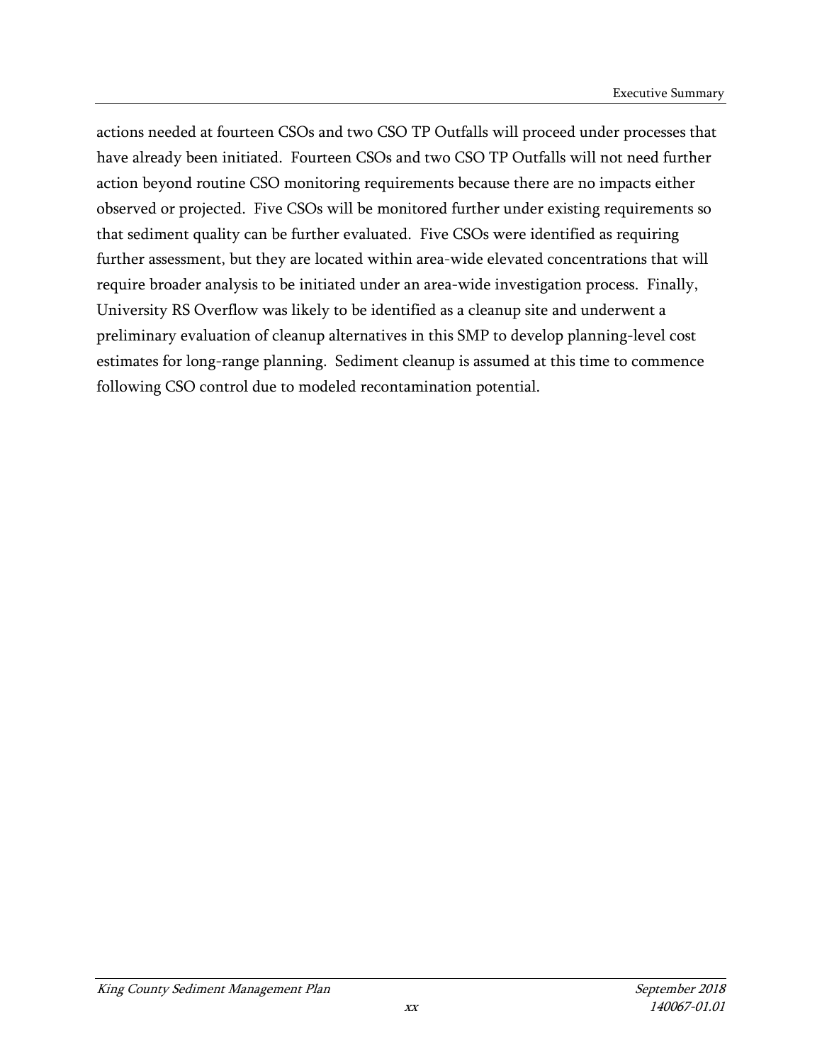actions needed at fourteen CSOs and two CSO TP Outfalls will proceed under processes that have already been initiated. Fourteen CSOs and two CSO TP Outfalls will not need further action beyond routine CSO monitoring requirements because there are no impacts either observed or projected. Five CSOs will be monitored further under existing requirements so that sediment quality can be further evaluated. Five CSOs were identified as requiring further assessment, but they are located within area-wide elevated concentrations that will require broader analysis to be initiated under an area-wide investigation process. Finally, University RS Overflow was likely to be identified as a cleanup site and underwent a preliminary evaluation of cleanup alternatives in this SMP to develop planning-level cost estimates for long-range planning. Sediment cleanup is assumed at this time to commence following CSO control due to modeled recontamination potential.